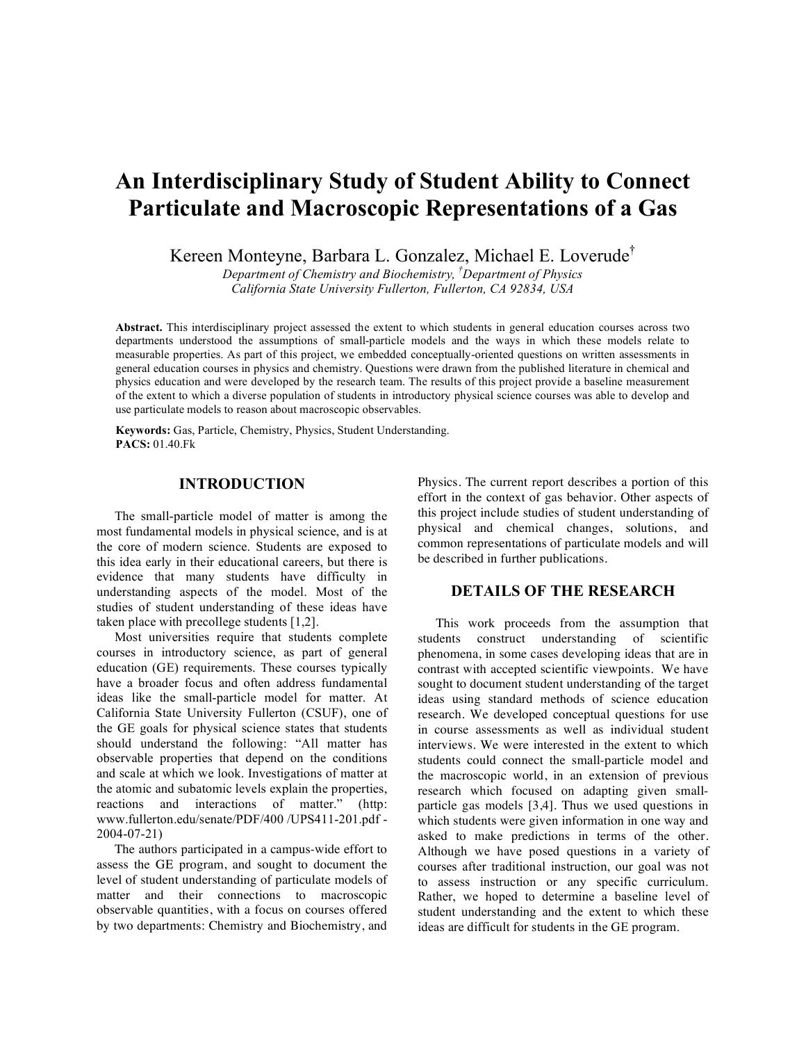# An Interdisciplinary Study of Student Ability to Connect Particulate and Macroscopic Representations of a Gas

Kereen Monteyne, Barbara L. Gonzalez, Michael E. Loverude[†]

*Department of Chemistry and Biochemistry, [†]Department of Physics*
*California State University Fullerton, Fullerton, CA 92834, USA*

**Abstract.** This interdisciplinary project assessed the extent to which students in general education courses across two departments understood the assumptions of small-particle models and the ways in which these models relate to measurable properties. As part of this project, we embedded conceptually-oriented questions on written assessments in general education courses in physics and chemistry. Questions were drawn from the published literature in chemical and physics education and were developed by the research team. The results of this project provide a baseline measurement of the extent to which a diverse population of students in introductory physical science courses was able to develop and use particulate models to reason about macroscopic observables.

**Keywords:** Gas, Particle, Chemistry, Physics, Student Understanding.
**PACS:** 01.40.Fk

## INTRODUCTION

The small-particle model of matter is among the most fundamental models in physical science, and is at the core of modern science. Students are exposed to this idea early in their educational careers, but there is evidence that many students have difficulty in understanding aspects of the model. Most of the studies of student understanding of these ideas have taken place with precollege students [1,2].

Most universities require that students complete courses in introductory science, as part of general education (GE) requirements. These courses typically have a broader focus and often address fundamental ideas like the small-particle model for matter. At California State University Fullerton (CSUF), one of the GE goals for physical science states that students should understand the following: "All matter has observable properties that depend on the conditions and scale at which we look. Investigations of matter at the atomic and subatomic levels explain the properties, reactions and interactions of matter." (http: www.fullerton.edu/senate/PDF/400 /UPS411-201.pdf - 2004-07-21)

The authors participated in a campus-wide effort to assess the GE program, and sought to document the level of student understanding of particulate models of matter and their connections to macroscopic observable quantities, with a focus on courses offered by two departments: Chemistry and Biochemistry, and Physics. The current report describes a portion of this effort in the context of gas behavior. Other aspects of this project include studies of student understanding of physical and chemical changes, solutions, and common representations of particulate models and will be described in further publications.

## DETAILS OF THE RESEARCH

This work proceeds from the assumption that students construct understanding of scientific phenomena, in some cases developing ideas that are in contrast with accepted scientific viewpoints. We have sought to document student understanding of the target ideas using standard methods of science education research. We developed conceptual questions for use in course assessments as well as individual student interviews. We were interested in the extent to which students could connect the small-particle model and the macroscopic world, in an extension of previous research which focused on adapting given small-particle gas models [3,4]. Thus we used questions in which students were given information in one way and asked to make predictions in terms of the other. Although we have posed questions in a variety of courses after traditional instruction, our goal was not to assess instruction or any specific curriculum. Rather, we hoped to determine a baseline level of student understanding and the extent to which these ideas are difficult for students in the GE program.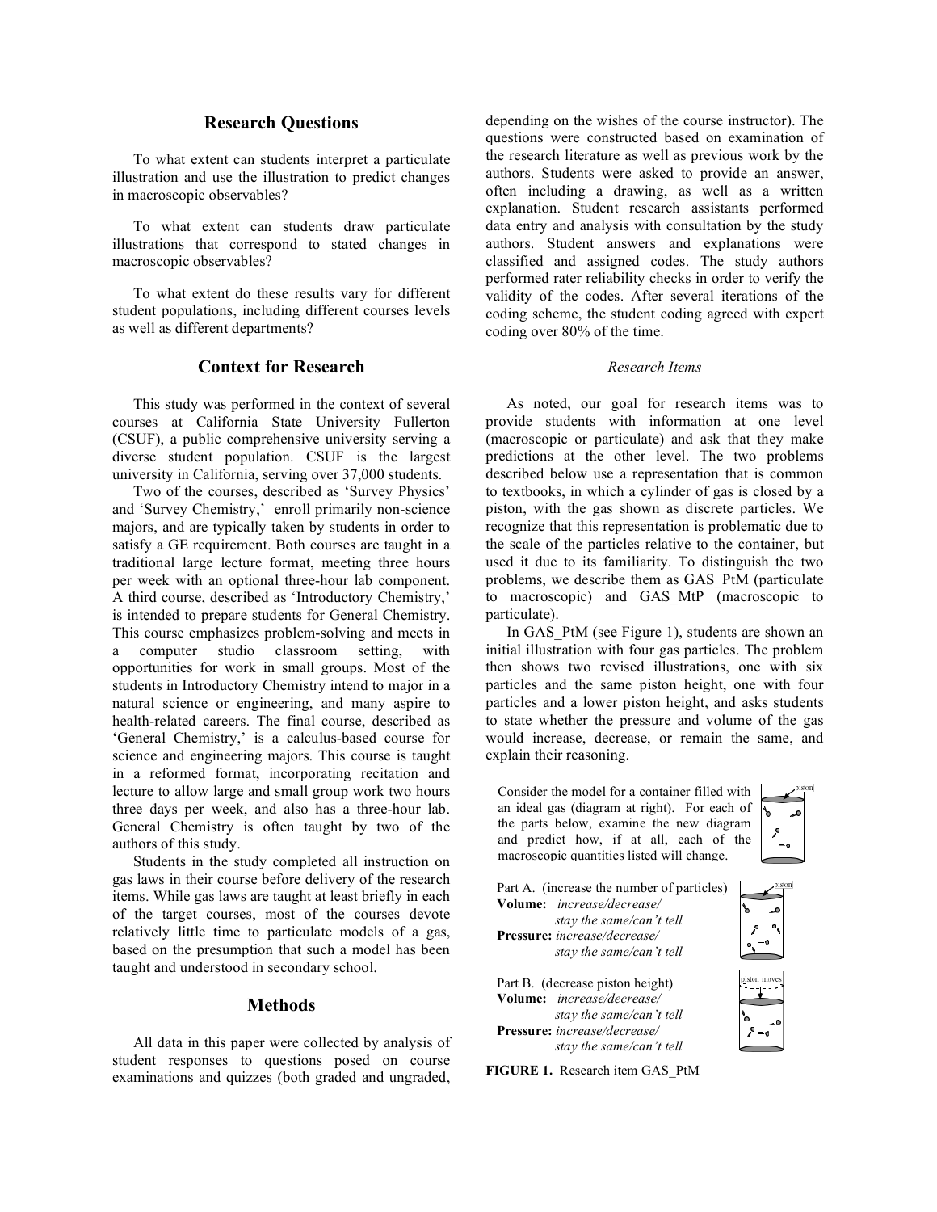## Research Questions

To what extent can students interpret a particulate illustration and use the illustration to predict changes in macroscopic observables?

To what extent can students draw particulate illustrations that correspond to stated changes in macroscopic observables?

To what extent do these results vary for different student populations, including different courses levels as well as different departments?

## Context for Research

This study was performed in the context of several courses at California State University Fullerton (CSUF), a public comprehensive university serving a diverse student population. CSUF is the largest university in California, serving over 37,000 students.

Two of the courses, described as 'Survey Physics' and 'Survey Chemistry,' enroll primarily non-science majors, and are typically taken by students in order to satisfy a GE requirement. Both courses are taught in a traditional large lecture format, meeting three hours per week with an optional three-hour lab component. A third course, described as 'Introductory Chemistry,' is intended to prepare students for General Chemistry. This course emphasizes problem-solving and meets in a computer studio classroom setting, with opportunities for work in small groups. Most of the students in Introductory Chemistry intend to major in a natural science or engineering, and many aspire to health-related careers. The final course, described as 'General Chemistry,' is a calculus-based course for science and engineering majors. This course is taught in a reformed format, incorporating recitation and lecture to allow large and small group work two hours three days per week, and also has a three-hour lab. General Chemistry is often taught by two of the authors of this study.

Students in the study completed all instruction on gas laws in their course before delivery of the research items. While gas laws are taught at least briefly in each of the target courses, most of the courses devote relatively little time to particulate models of a gas, based on the presumption that such a model has been taught and understood in secondary school.

## Methods

All data in this paper were collected by analysis of student responses to questions posed on course examinations and quizzes (both graded and ungraded, depending on the wishes of the course instructor). The questions were constructed based on examination of the research literature as well as previous work by the authors. Students were asked to provide an answer, often including a drawing, as well as a written explanation. Student research assistants performed data entry and analysis with consultation by the study authors. Student answers and explanations were classified and assigned codes. The study authors performed rater reliability checks in order to verify the validity of the codes. After several iterations of the coding scheme, the student coding agreed with expert coding over 80% of the time.

### *Research Items*

As noted, our goal for research items was to provide students with information at one level (macroscopic or particulate) and ask that they make predictions at the other level. The two problems described below use a representation that is common to textbooks, in which a cylinder of gas is closed by a piston, with the gas shown as discrete particles. We recognize that this representation is problematic due to the scale of the particles relative to the container, but used it due to its familiarity. To distinguish the two problems, we describe them as GAS_PtM (particulate to macroscopic) and GAS_MtP (macroscopic to particulate).

In GAS_PtM (see Figure 1), students are shown an initial illustration with four gas particles. The problem then shows two revised illustrations, one with six particles and the same piston height, one with four particles and a lower piston height, and asks students to state whether the pressure and volume of the gas would increase, decrease, or remain the same, and explain their reasoning.

Consider the model for a container filled with an ideal gas (diagram at right). For each of the parts below, examine the new diagram and predict how, if at all, each of the macroscopic quantities listed will change.

piston

Part A. (increase the number of particles)
**Volume:** *increase/decrease/ stay the same/can't tell*
**Pressure:** *increase/decrease/ stay the same/can't tell*

piston

Part B. (decrease piston height)
**Volume:** *increase/decrease/ stay the same/can't tell*
**Pressure:** *increase/decrease/ stay the same/can't tell*

piston moves

**FIGURE 1.** Research item GAS_PtM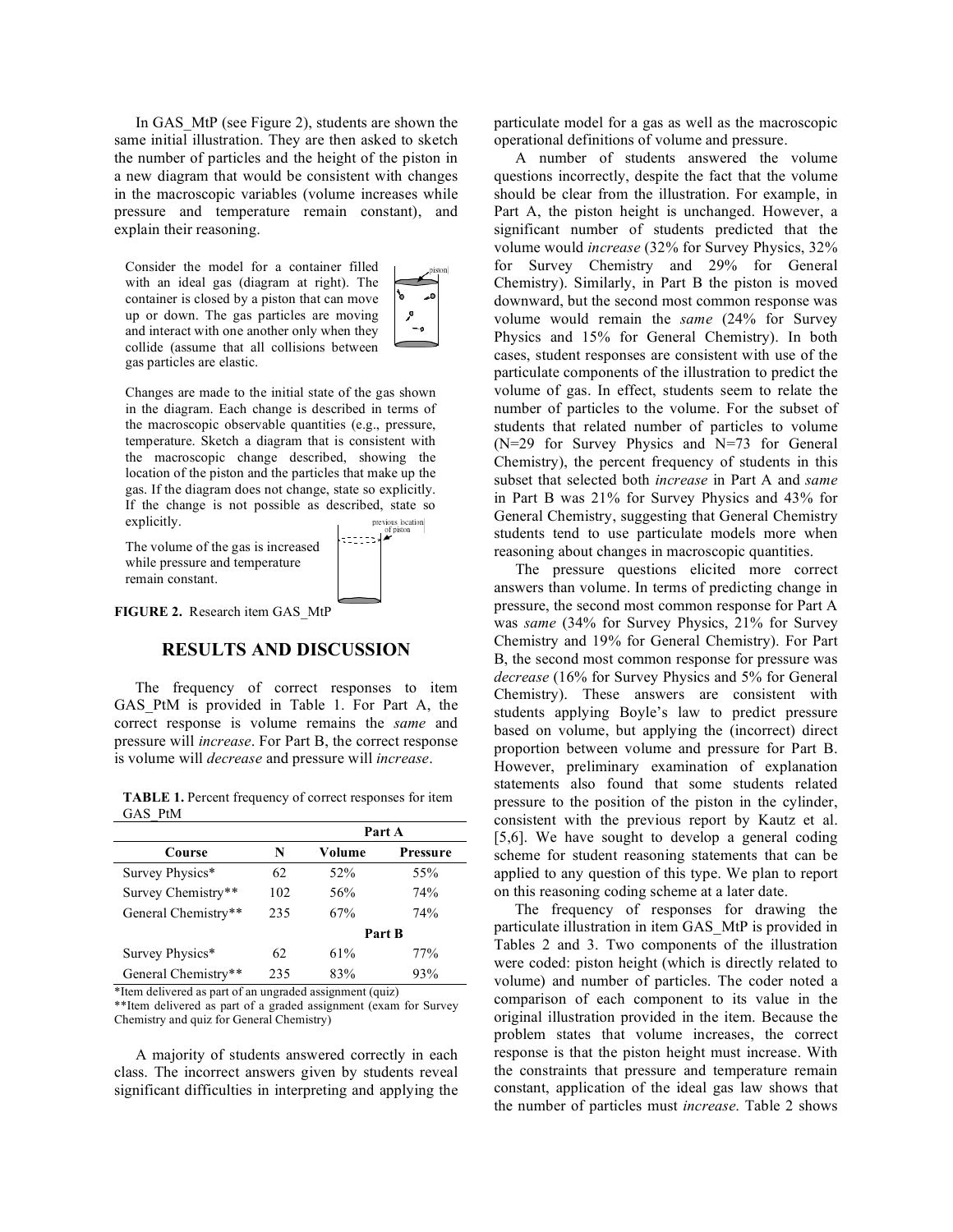In GAS_MtP (see Figure 2), students are shown the same initial illustration. They are then asked to sketch the number of particles and the height of the piston in a new diagram that would be consistent with changes in the macroscopic variables (volume increases while pressure and temperature remain constant), and explain their reasoning.

> Consider the model for a container filled with an ideal gas (diagram at right). The container is closed by a piston that can move up or down. The gas particles are moving and interact with one another only when they collide (assume that all collisions between gas particles are elastic.
>
> Changes are made to the initial state of the gas shown in the diagram. Each change is described in terms of the macroscopic observable quantities (e.g., pressure, temperature. Sketch a diagram that is consistent with the macroscopic change described, showing the location of the piston and the particles that make up the gas. If the diagram does not change, state so explicitly. If the change is not possible as described, state so explicitly.
>
> The volume of the gas is increased while pressure and temperature remain constant.

**FIGURE 2.** Research item GAS_MtP

## RESULTS AND DISCUSSION

The frequency of correct responses to item GAS_PtM is provided in Table 1. For Part A, the correct response is volume remains the *same* and pressure will *increase*. For Part B, the correct response is volume will *decrease* and pressure will *increase*.

**TABLE 1.** Percent frequency of correct responses for item GAS_PtM

| | | **Part A** | |
|---|---|---|---|
| **Course** | **N** | **Volume** | **Pressure** |
| Survey Physics* | 62 | 52% | 55% |
| Survey Chemistry** | 102 | 56% | 74% |
| General Chemistry** | 235 | 67% | 74% |
| | | **Part B** | |
| Survey Physics* | 62 | 61% | 77% |
| General Chemistry** | 235 | 83% | 93% |

*Item delivered as part of an ungraded assignment (quiz)
**Item delivered as part of a graded assignment (exam for Survey Chemistry and quiz for General Chemistry)

A majority of students answered correctly in each class. The incorrect answers given by students reveal significant difficulties in interpreting and applying the particulate model for a gas as well as the macroscopic operational definitions of volume and pressure.

A number of students answered the volume questions incorrectly, despite the fact that the volume should be clear from the illustration. For example, in Part A, the piston height is unchanged. However, a significant number of students predicted that the volume would *increase* (32% for Survey Physics, 32% for Survey Chemistry and 29% for General Chemistry). Similarly, in Part B the piston is moved downward, but the second most common response was volume would remain the *same* (24% for Survey Physics and 15% for General Chemistry). In both cases, student responses are consistent with use of the particulate components of the illustration to predict the volume of gas. In effect, students seem to relate the number of particles to the volume. For the subset of students that related number of particles to volume (N=29 for Survey Physics and N=73 for General Chemistry), the percent frequency of students in this subset that selected both *increase* in Part A and *same* in Part B was 21% for Survey Physics and 43% for General Chemistry, suggesting that General Chemistry students tend to use particulate models more when reasoning about changes in macroscopic quantities.

The pressure questions elicited more correct answers than volume. In terms of predicting change in pressure, the second most common response for Part A was *same* (34% for Survey Physics, 21% for Survey Chemistry and 19% for General Chemistry). For Part B, the second most common response for pressure was *decrease* (16% for Survey Physics and 5% for General Chemistry). These answers are consistent with students applying Boyle's law to predict pressure based on volume, but applying the (incorrect) direct proportion between volume and pressure for Part B. However, preliminary examination of explanation statements also found that some students related pressure to the position of the piston in the cylinder, consistent with the previous report by Kautz et al. [5,6]. We have sought to develop a general coding scheme for student reasoning statements that can be applied to any question of this type. We plan to report on this reasoning coding scheme at a later date.

The frequency of responses for drawing the particulate illustration in item GAS_MtP is provided in Tables 2 and 3. Two components of the illustration were coded: piston height (which is directly related to volume) and number of particles. The coder noted a comparison of each component to its value in the original illustration provided in the item. Because the problem states that volume increases, the correct response is that the piston height must increase. With the constraints that pressure and temperature remain constant, application of the ideal gas law shows that the number of particles must *increase*. Table 2 shows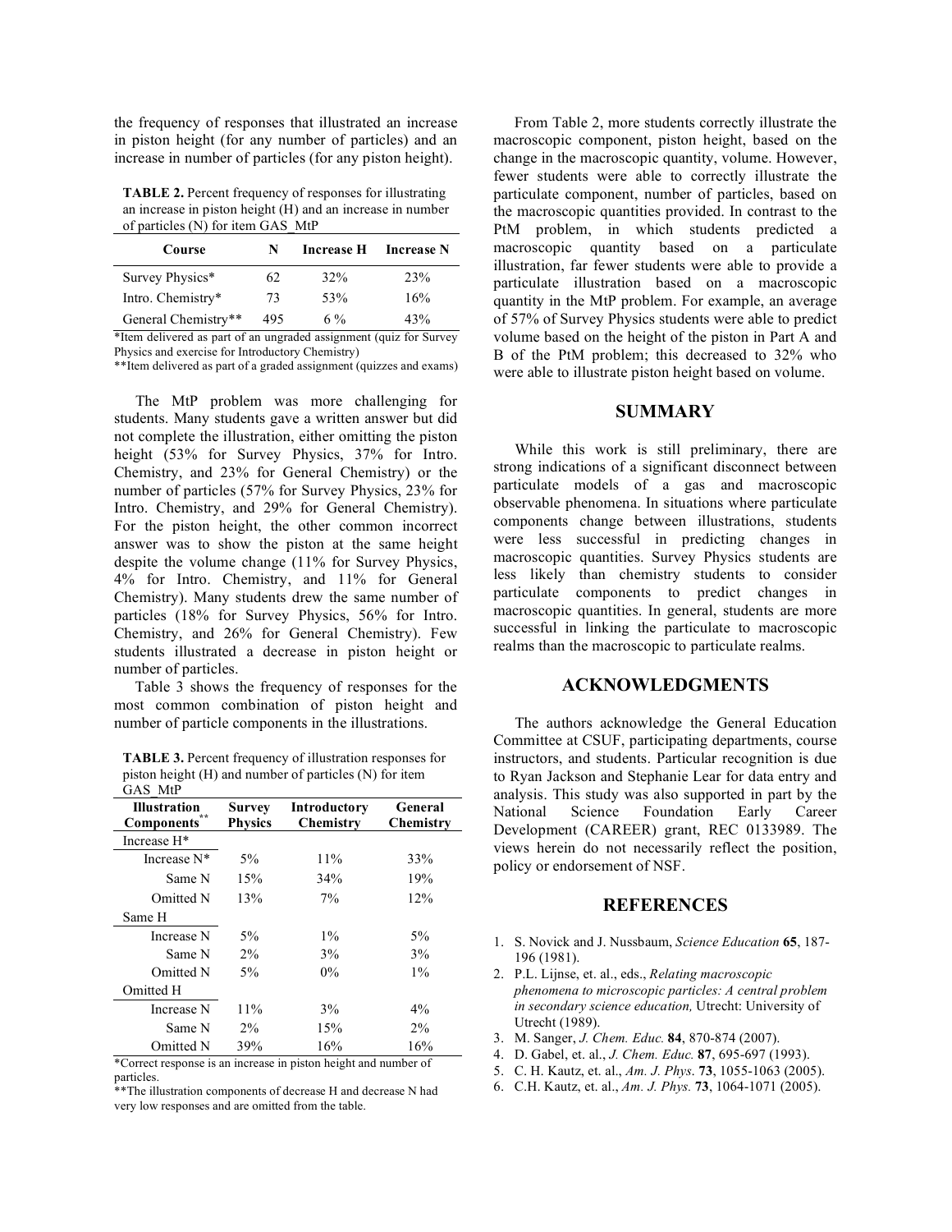the frequency of responses that illustrated an increase in piston height (for any number of particles) and an increase in number of particles (for any piston height).

**TABLE 2.** Percent frequency of responses for illustrating an increase in piston height (H) and an increase in number of particles (N) for item GAS_MtP

| Course | N | Increase H | Increase N |
|---|---|---|---|
| Survey Physics* | 62 | 32% | 23% |
| Intro. Chemistry* | 73 | 53% | 16% |
| General Chemistry** | 495 | 6 % | 43% |

*Item delivered as part of an ungraded assignment (quiz for Survey Physics and exercise for Introductory Chemistry)
**Item delivered as part of a graded assignment (quizzes and exams)

The MtP problem was more challenging for students. Many students gave a written answer but did not complete the illustration, either omitting the piston height (53% for Survey Physics, 37% for Intro. Chemistry, and 23% for General Chemistry) or the number of particles (57% for Survey Physics, 23% for Intro. Chemistry, and 29% for General Chemistry). For the piston height, the other common incorrect answer was to show the piston at the same height despite the volume change (11% for Survey Physics, 4% for Intro. Chemistry, and 11% for General Chemistry). Many students drew the same number of particles (18% for Survey Physics, 56% for Intro. Chemistry, and 26% for General Chemistry). Few students illustrated a decrease in piston height or number of particles.

Table 3 shows the frequency of responses for the most common combination of piston height and number of particle components in the illustrations.

**TABLE 3.** Percent frequency of illustration responses for piston height (H) and number of particles (N) for item GAS_MtP

| Illustration Components** | Survey Physics | Introductory Chemistry | General Chemistry |
|---|---|---|---|
| Increase H* | | | |
| Increase N* | 5% | 11% | 33% |
| Same N | 15% | 34% | 19% |
| Omitted N | 13% | 7% | 12% |
| Same H | | | |
| Increase N | 5% | 1% | 5% |
| Same N | 2% | 3% | 3% |
| Omitted N | 5% | 0% | 1% |
| Omitted H | | | |
| Increase N | 11% | 3% | 4% |
| Same N | 2% | 15% | 2% |
| Omitted N | 39% | 16% | 16% |

*Correct response is an increase in piston height and number of particles.
**The illustration components of decrease H and decrease N had very low responses and are omitted from the table.

From Table 2, more students correctly illustrate the macroscopic component, piston height, based on the change in the macroscopic quantity, volume. However, fewer students were able to correctly illustrate the particulate component, number of particles, based on the macroscopic quantities provided. In contrast to the PtM problem, in which students predicted a macroscopic quantity based on a particulate illustration, far fewer students were able to provide a particulate illustration based on a macroscopic quantity in the MtP problem. For example, an average of 57% of Survey Physics students were able to predict volume based on the height of the piston in Part A and B of the PtM problem; this decreased to 32% who were able to illustrate piston height based on volume.

## SUMMARY

While this work is still preliminary, there are strong indications of a significant disconnect between particulate models of a gas and macroscopic observable phenomena. In situations where particulate components change between illustrations, students were less successful in predicting changes in macroscopic quantities. Survey Physics students are less likely than chemistry students to consider particulate components to predict changes in macroscopic quantities. In general, students are more successful in linking the particulate to macroscopic realms than the macroscopic to particulate realms.

## ACKNOWLEDGMENTS

The authors acknowledge the General Education Committee at CSUF, participating departments, course instructors, and students. Particular recognition is due to Ryan Jackson and Stephanie Lear for data entry and analysis. This study was also supported in part by the National Science Foundation Early Career Development (CAREER) grant, REC 0133989. The views herein do not necessarily reflect the position, policy or endorsement of NSF.

## REFERENCES

1. S. Novick and J. Nussbaum, *Science Education* **65**, 187-196 (1981).
2. P.L. Lijnse, et. al., eds., *Relating macroscopic phenomena to microscopic particles: A central problem in secondary science education,* Utrecht: University of Utrecht (1989).
3. M. Sanger, *J. Chem. Educ.* **84**, 870-874 (2007).
4. D. Gabel, et. al., *J. Chem. Educ.* **87**, 695-697 (1993).
5. C. H. Kautz, et. al., *Am. J. Phys.* **73**, 1055-1063 (2005).
6. C.H. Kautz, et. al., *Am. J. Phys.* **73**, 1064-1071 (2005).